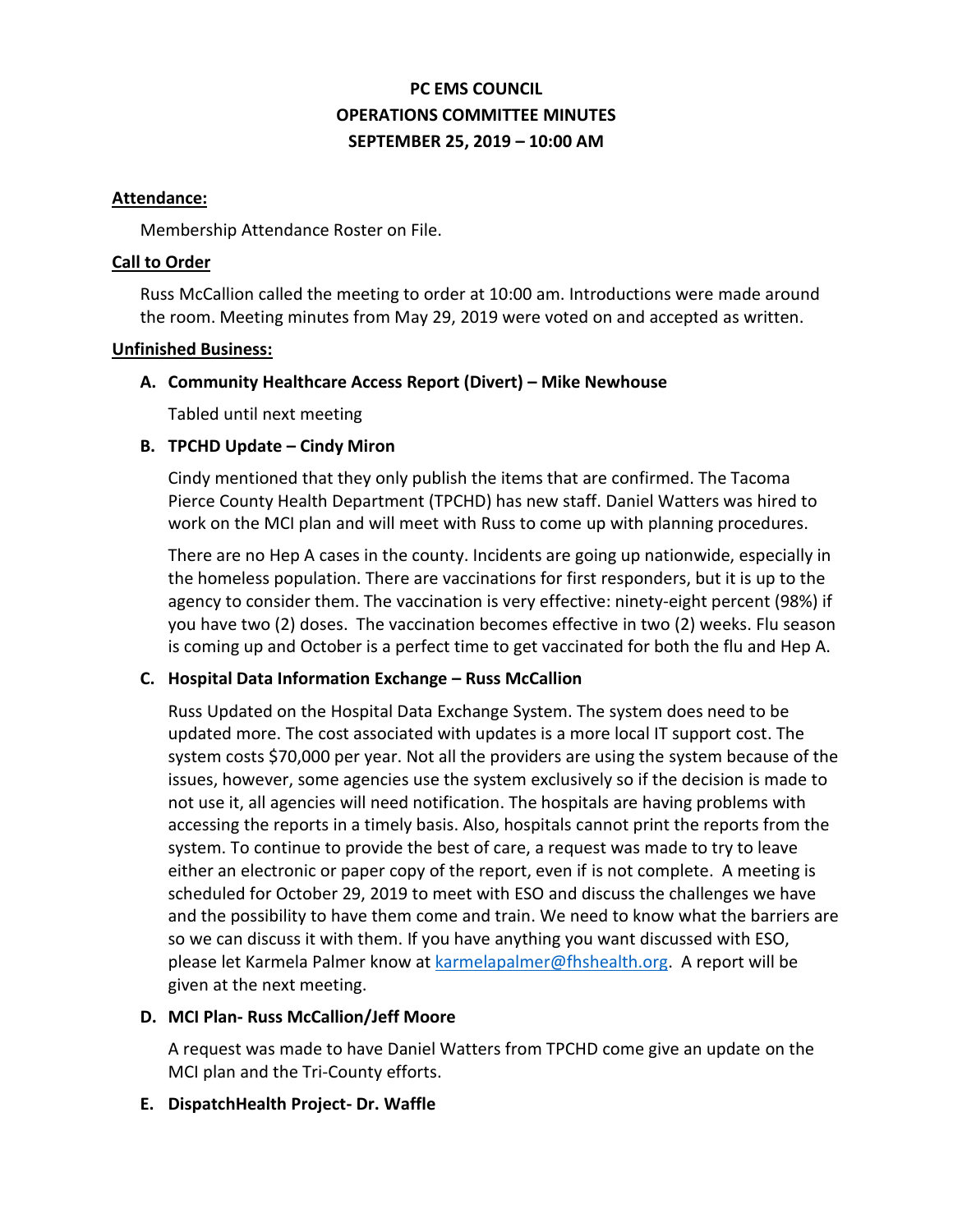# PC EMS COUNCIL
## OPERATIONS COMMITTEE MINUTES
## SEPTEMBER 25, 2019 – 10:00 AM

**Attendance:**

Membership Attendance Roster on File.

**Call to Order**

Russ McCallion called the meeting to order at 10:00 am. Introductions were made around the room. Meeting minutes from May 29, 2019 were voted on and accepted as written.

**Unfinished Business:**

**A. Community Healthcare Access Report (Divert) – Mike Newhouse**

Tabled until next meeting

**B. TPCHD Update – Cindy Miron**

Cindy mentioned that they only publish the items that are confirmed. The Tacoma Pierce County Health Department (TPCHD) has new staff. Daniel Watters was hired to work on the MCI plan and will meet with Russ to come up with planning procedures.

There are no Hep A cases in the county. Incidents are going up nationwide, especially in the homeless population. There are vaccinations for first responders, but it is up to the agency to consider them. The vaccination is very effective: ninety-eight percent (98%) if you have two (2) doses. The vaccination becomes effective in two (2) weeks. Flu season is coming up and October is a perfect time to get vaccinated for both the flu and Hep A.

**C. Hospital Data Information Exchange – Russ McCallion**

Russ Updated on the Hospital Data Exchange System. The system does need to be updated more. The cost associated with updates is a more local IT support cost. The system costs $70,000 per year. Not all the providers are using the system because of the issues, however, some agencies use the system exclusively so if the decision is made to not use it, all agencies will need notification. The hospitals are having problems with accessing the reports in a timely basis. Also, hospitals cannot print the reports from the system. To continue to provide the best of care, a request was made to try to leave either an electronic or paper copy of the report, even if is not complete. A meeting is scheduled for October 29, 2019 to meet with ESO and discuss the challenges we have and the possibility to have them come and train. We need to know what the barriers are so we can discuss it with them. If you have anything you want discussed with ESO, please let Karmela Palmer know at karmelapalmer@fhshealth.org. A report will be given at the next meeting.

**D. MCI Plan- Russ McCallion/Jeff Moore**

A request was made to have Daniel Watters from TPCHD come give an update on the MCI plan and the Tri-County efforts.

**E. DispatchHealth Project- Dr. Waffle**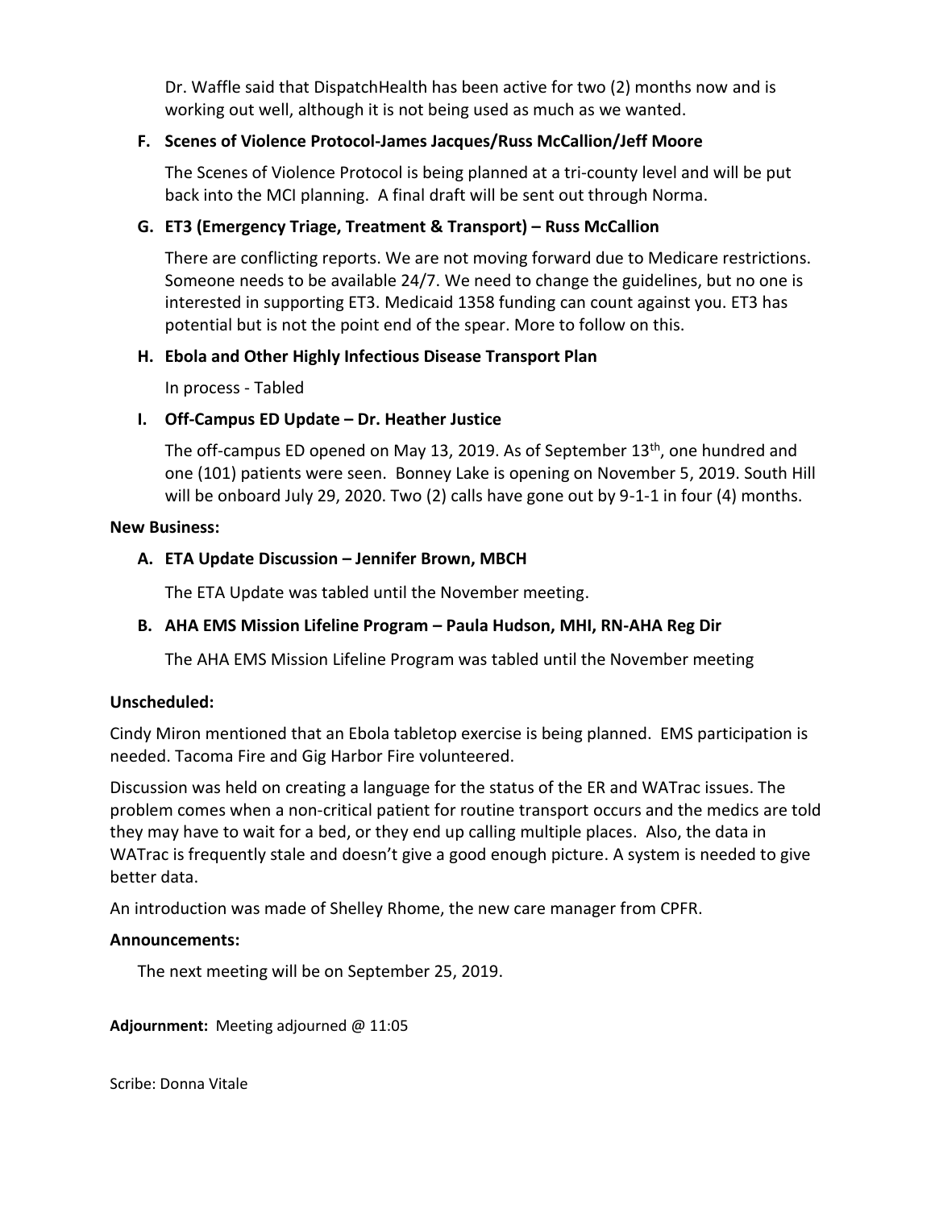Dr. Waffle said that DispatchHealth has been active for two (2) months now and is working out well, although it is not being used as much as we wanted.

**F. Scenes of Violence Protocol-James Jacques/Russ McCallion/Jeff Moore**

The Scenes of Violence Protocol is being planned at a tri-county level and will be put back into the MCI planning. A final draft will be sent out through Norma.

**G. ET3 (Emergency Triage, Treatment & Transport) – Russ McCallion**

There are conflicting reports. We are not moving forward due to Medicare restrictions. Someone needs to be available 24/7. We need to change the guidelines, but no one is interested in supporting ET3. Medicaid 1358 funding can count against you. ET3 has potential but is not the point end of the spear. More to follow on this.

**H. Ebola and Other Highly Infectious Disease Transport Plan**

In process - Tabled

**I. Off-Campus ED Update – Dr. Heather Justice**

The off-campus ED opened on May 13, 2019. As of September 13th, one hundred and one (101) patients were seen. Bonney Lake is opening on November 5, 2019. South Hill will be onboard July 29, 2020. Two (2) calls have gone out by 9-1-1 in four (4) months.

**New Business:**

**A. ETA Update Discussion – Jennifer Brown, MBCH**

The ETA Update was tabled until the November meeting.

**B. AHA EMS Mission Lifeline Program – Paula Hudson, MHI, RN-AHA Reg Dir**

The AHA EMS Mission Lifeline Program was tabled until the November meeting

**Unscheduled:**

Cindy Miron mentioned that an Ebola tabletop exercise is being planned. EMS participation is needed. Tacoma Fire and Gig Harbor Fire volunteered.

Discussion was held on creating a language for the status of the ER and WATrac issues. The problem comes when a non-critical patient for routine transport occurs and the medics are told they may have to wait for a bed, or they end up calling multiple places. Also, the data in WATrac is frequently stale and doesn't give a good enough picture. A system is needed to give better data.

An introduction was made of Shelley Rhome, the new care manager from CPFR.

**Announcements:**

The next meeting will be on September 25, 2019.

**Adjournment:** Meeting adjourned @ 11:05

Scribe: Donna Vitale